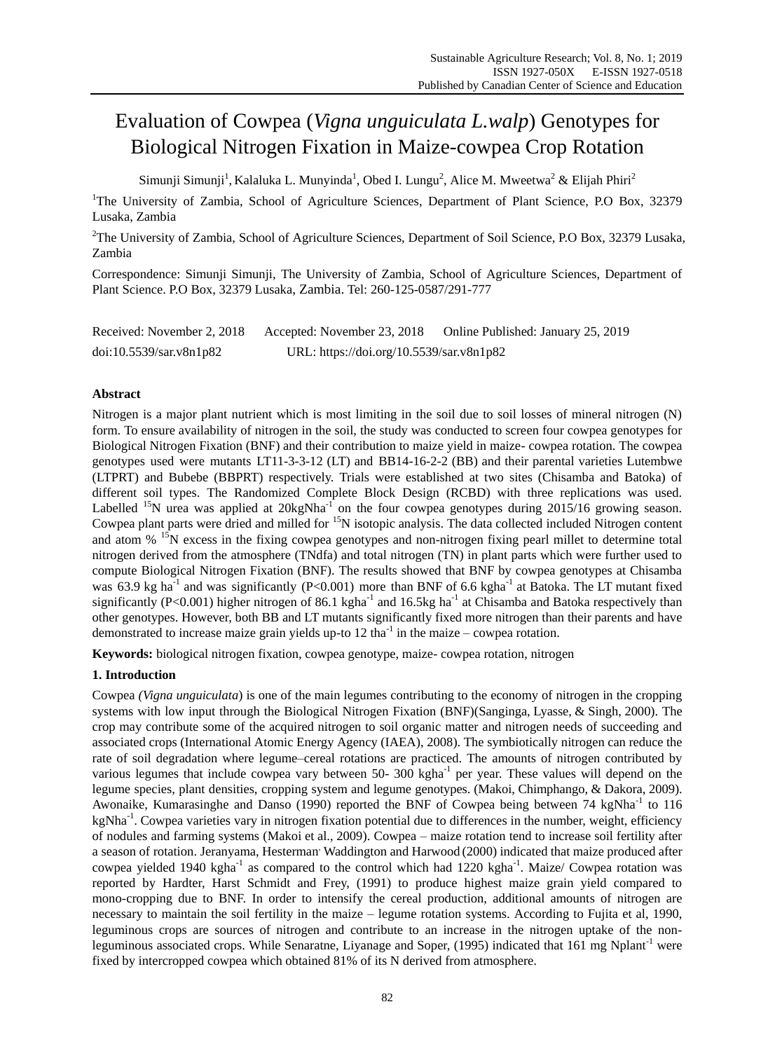# Evaluation of Cowpea (*Vigna unguiculata L.walp*) Genotypes for Biological Nitrogen Fixation in Maize-cowpea Crop Rotation

Simunji Simunji[1], Kalaluka L. Munyinda[1], Obed I. Lungu[2], Alice M. Mweetwa[2] & Elijah Phiri[2]

[1]The University of Zambia, School of Agriculture Sciences, Department of Plant Science, P.O Box, 32379 Lusaka, Zambia

[2]The University of Zambia, School of Agriculture Sciences, Department of Soil Science, P.O Box, 32379 Lusaka, Zambia

Correspondence: Simunji Simunji, The University of Zambia, School of Agriculture Sciences, Department of Plant Science. P.O Box, 32379 Lusaka, Zambia. Tel: 260-125-0587/291-777

Received: November 2, 2018 Accepted: November 23, 2018 Online Published: January 25, 2019

doi:10.5539/sar.v8n1p82 URL: https://doi.org/10.5539/sar.v8n1p82

## Abstract

Nitrogen is a major plant nutrient which is most limiting in the soil due to soil losses of mineral nitrogen (N) form. To ensure availability of nitrogen in the soil, the study was conducted to screen four cowpea genotypes for Biological Nitrogen Fixation (BNF) and their contribution to maize yield in maize- cowpea rotation. The cowpea genotypes used were mutants LT11-3-3-12 (LT) and BB14-16-2-2 (BB) and their parental varieties Lutembwe (LTPRT) and Bubebe (BBPRT) respectively. Trials were established at two sites (Chisamba and Batoka) of different soil types. The Randomized Complete Block Design (RCBD) with three replications was used. Labelled $^{15}N$ urea was applied at 20kgNha$^{-1}$ on the four cowpea genotypes during 2015/16 growing season. Cowpea plant parts were dried and milled for $^{15}N$ isotopic analysis. The data collected included Nitrogen content and atom % $^{15}N$ excess in the fixing cowpea genotypes and non-nitrogen fixing pearl millet to determine total nitrogen derived from the atmosphere (TNdfa) and total nitrogen (TN) in plant parts which were further used to compute Biological Nitrogen Fixation (BNF). The results showed that BNF by cowpea genotypes at Chisamba was 63.9 kg ha$^{-1}$ and was significantly ($P<0.001$) more than BNF of 6.6 kgha$^{-1}$ at Batoka. The LT mutant fixed significantly ($P<0.001$) higher nitrogen of 86.1 kgha$^{-1}$ and 16.5kg ha$^{-1}$ at Chisamba and Batoka respectively than other genotypes. However, both BB and LT mutants significantly fixed more nitrogen than their parents and have demonstrated to increase maize grain yields up-to 12 tha$^{-1}$ in the maize – cowpea rotation.

**Keywords:** biological nitrogen fixation, cowpea genotype, maize- cowpea rotation, nitrogen

## 1. Introduction

Cowpea *(Vigna unguiculata*) is one of the main legumes contributing to the economy of nitrogen in the cropping systems with low input through the Biological Nitrogen Fixation (BNF)(Sanginga, Lyasse, & Singh, 2000). The crop may contribute some of the acquired nitrogen to soil organic matter and nitrogen needs of succeeding and associated crops (International Atomic Energy Agency (IAEA), 2008). The symbiotically nitrogen can reduce the rate of soil degradation where legume–cereal rotations are practiced. The amounts of nitrogen contributed by various legumes that include cowpea vary between 50- 300 kgha$^{-1}$ per year. These values will depend on the legume species, plant densities, cropping system and legume genotypes. (Makoi, Chimphango, & Dakora, 2009). Awonaike, Kumarasinghe and Danso (1990) reported the BNF of Cowpea being between 74 kgNha$^{-1}$ to 116 kgNha$^{-1}$. Cowpea varieties vary in nitrogen fixation potential due to differences in the number, weight, efficiency of nodules and farming systems (Makoi et al., 2009). Cowpea – maize rotation tend to increase soil fertility after a season of rotation. Jeranyama, Hesterman, Waddington and Harwood (2000) indicated that maize produced after cowpea yielded 1940 kgha$^{-1}$ as compared to the control which had 1220 kgha$^{-1}$. Maize/ Cowpea rotation was reported by Hardter, Harst Schmidt and Frey, (1991) to produce highest maize grain yield compared to mono-cropping due to BNF. In order to intensify the cereal production, additional amounts of nitrogen are necessary to maintain the soil fertility in the maize – legume rotation systems. According to Fujita et al, 1990, leguminous crops are sources of nitrogen and contribute to an increase in the nitrogen uptake of the non-leguminous associated crops. While Senaratne, Liyanage and Soper, (1995) indicated that 161 mg Nplant$^{-1}$ were fixed by intercropped cowpea which obtained 81% of its N derived from atmosphere.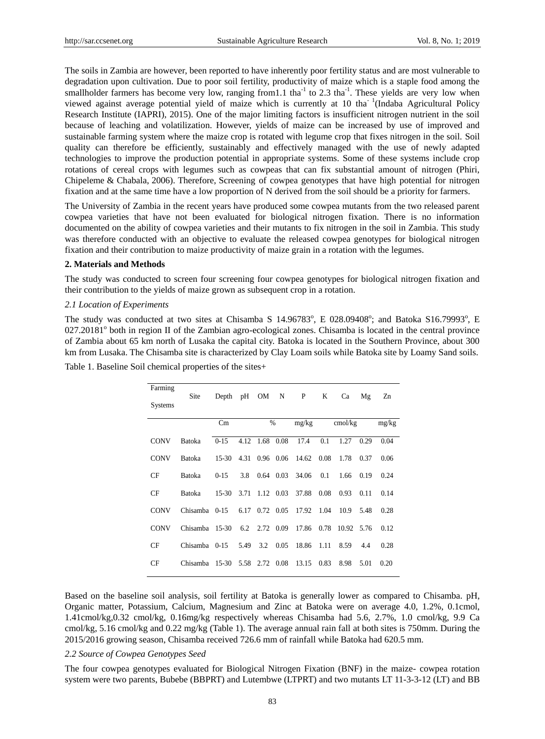The soils in Zambia are however, been reported to have inherently poor fertility status and are most vulnerable to degradation upon cultivation. Due to poor soil fertility, productivity of maize which is a staple food among the smallholder farmers has become very low, ranging from1.1 $tha^{-1}$ to 2.3 $tha^{-1}$. These yields are very low when viewed against average potential yield of maize which is currently at 10 $tha^{-1}$(Indaba Agricultural Policy Research Institute (IAPRI), 2015). One of the major limiting factors is insufficient nitrogen nutrient in the soil because of leaching and volatilization. However, yields of maize can be increased by use of improved and sustainable farming system where the maize crop is rotated with legume crop that fixes nitrogen in the soil. Soil quality can therefore be efficiently, sustainably and effectively managed with the use of newly adapted technologies to improve the production potential in appropriate systems. Some of these systems include crop rotations of cereal crops with legumes such as cowpeas that can fix substantial amount of nitrogen (Phiri, Chipeleme & Chabala, 2006). Therefore, Screening of cowpea genotypes that have high potential for nitrogen fixation and at the same time have a low proportion of N derived from the soil should be a priority for farmers.

The University of Zambia in the recent years have produced some cowpea mutants from the two released parent cowpea varieties that have not been evaluated for biological nitrogen fixation. There is no information documented on the ability of cowpea varieties and their mutants to fix nitrogen in the soil in Zambia. This study was therefore conducted with an objective to evaluate the released cowpea genotypes for biological nitrogen fixation and their contribution to maize productivity of maize grain in a rotation with the legumes.

## 2. Materials and Methods

The study was conducted to screen four screening four cowpea genotypes for biological nitrogen fixation and their contribution to the yields of maize grown as subsequent crop in a rotation.

### *2.1 Location of Experiments*

The study was conducted at two sites at Chisamba S 14.96783°, E 028.09408°; and Batoka S16.79993°, E 027.20181° both in region II of the Zambian agro-ecological zones. Chisamba is located in the central province of Zambia about 65 km north of Lusaka the capital city. Batoka is located in the Southern Province, about 300 km from Lusaka. The Chisamba site is characterized by Clay Loam soils while Batoka site by Loamy Sand soils.

Table 1. Baseline Soil chemical properties of the sites+

| Farming Systems | Site | Depth | pH | OM | N | P | K | Ca | Mg | Zn |
|---|---|---|---|---|---|---|---|---|---|---|
| | | Cm | | % | | mg/kg | | cmol/kg | | mg/kg |
| CONV | Batoka | 0-15 | 4.12 | 1.68 | 0.08 | 17.4 | 0.1 | 1.27 | 0.29 | 0.04 |
| CONV | Batoka | 15-30 | 4.31 | 0.96 | 0.06 | 14.62 | 0.08 | 1.78 | 0.37 | 0.06 |
| CF | Batoka | 0-15 | 3.8 | 0.64 | 0.03 | 34.06 | 0.1 | 1.66 | 0.19 | 0.24 |
| CF | Batoka | 15-30 | 3.71 | 1.12 | 0.03 | 37.88 | 0.08 | 0.93 | 0.11 | 0.14 |
| CONV | Chisamba | 0-15 | 6.17 | 0.72 | 0.05 | 17.92 | 1.04 | 10.9 | 5.48 | 0.28 |
| CONV | Chisamba | 15-30 | 6.2 | 2.72 | 0.09 | 17.86 | 0.78 | 10.92 | 5.76 | 0.12 |
| CF | Chisamba | 0-15 | 5.49 | 3.2 | 0.05 | 18.86 | 1.11 | 8.59 | 4.4 | 0.28 |
| CF | Chisamba | 15-30 | 5.58 | 2.72 | 0.08 | 13.15 | 0.83 | 8.98 | 5.01 | 0.20 |

Based on the baseline soil analysis, soil fertility at Batoka is generally lower as compared to Chisamba. pH, Organic matter, Potassium, Calcium, Magnesium and Zinc at Batoka were on average 4.0, 1.2%, 0.1cmol, 1.41cmol/kg,0.32 cmol/kg, 0.16mg/kg respectively whereas Chisamba had 5.6, 2.7%, 1.0 cmol/kg, 9.9 Ca cmol/kg, 5.16 cmol/kg and 0.22 mg/kg (Table 1). The average annual rain fall at both sites is 750mm. During the 2015/2016 growing season, Chisamba received 726.6 mm of rainfall while Batoka had 620.5 mm.

### *2.2 Source of Cowpea Genotypes Seed*

The four cowpea genotypes evaluated for Biological Nitrogen Fixation (BNF) in the maize- cowpea rotation system were two parents, Bubebe (BBPRT) and Lutembwe (LTPRT) and two mutants LT 11-3-3-12 (LT) and BB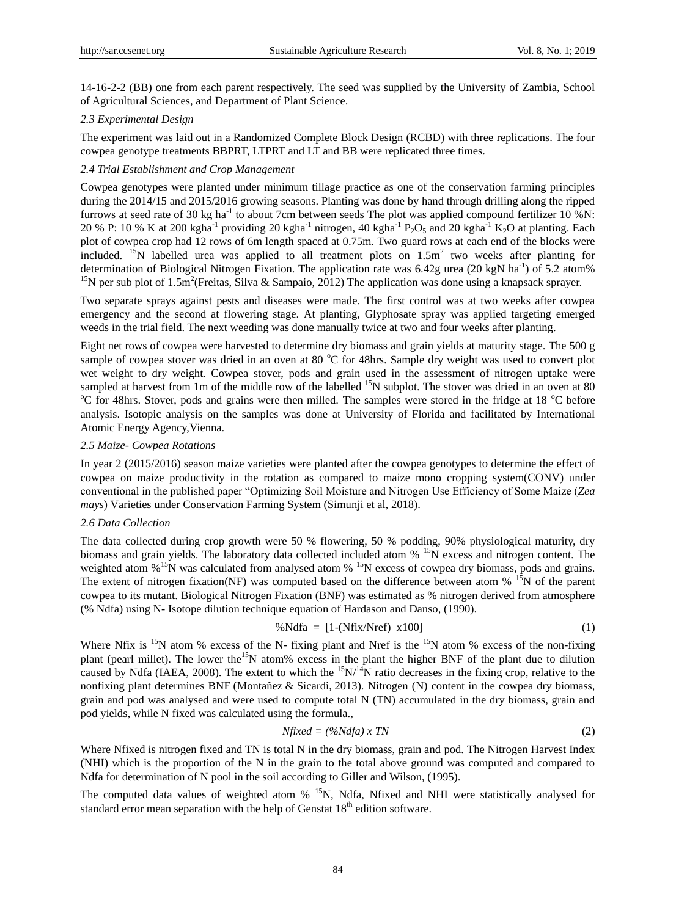14-16-2-2 (BB) one from each parent respectively. The seed was supplied by the University of Zambia, School of Agricultural Sciences, and Department of Plant Science.

### *2.3 Experimental Design*

The experiment was laid out in a Randomized Complete Block Design (RCBD) with three replications. The four cowpea genotype treatments BBPRT, LTPRT and LT and BB were replicated three times.

### *2.4 Trial Establishment and Crop Management*

Cowpea genotypes were planted under minimum tillage practice as one of the conservation farming principles during the 2014/15 and 2015/2016 growing seasons. Planting was done by hand through drilling along the ripped furrows at seed rate of 30 kg ha$^{-1}$ to about 7cm between seeds The plot was applied compound fertilizer 10 %N: 20 % P: 10 % K at 200 kgha$^{-1}$ providing 20 kgha$^{-1}$ nitrogen, 40 kgha$^{-1}$ $P_2O_5$ and 20 kgha$^{-1}$ $K_2O$ at planting. Each plot of cowpea crop had 12 rows of 6m length spaced at 0.75m. Two guard rows at each end of the blocks were included. $^{15}$N labelled urea was applied to all treatment plots on 1.5m$^2$ two weeks after planting for determination of Biological Nitrogen Fixation. The application rate was 6.42g urea (20 kgN ha$^{-1}$) of 5.2 atom% $^{15}$N per sub plot of 1.5m$^2$(Freitas, Silva & Sampaio, 2012) The application was done using a knapsack sprayer.

Two separate sprays against pests and diseases were made. The first control was at two weeks after cowpea emergency and the second at flowering stage. At planting, Glyphosate spray was applied targeting emerged weeds in the trial field. The next weeding was done manually twice at two and four weeks after planting.

Eight net rows of cowpea were harvested to determine dry biomass and grain yields at maturity stage. The 500 g sample of cowpea stover was dried in an oven at 80 $^o$C for 48hrs. Sample dry weight was used to convert plot wet weight to dry weight. Cowpea stover, pods and grain used in the assessment of nitrogen uptake were sampled at harvest from 1m of the middle row of the labelled $^{15}$N subplot. The stover was dried in an oven at 80 $^o$C for 48hrs. Stover, pods and grains were then milled. The samples were stored in the fridge at 18 $^o$C before analysis. Isotopic analysis on the samples was done at University of Florida and facilitated by International Atomic Energy Agency,Vienna.

### *2.5 Maize- Cowpea Rotations*

In year 2 (2015/2016) season maize varieties were planted after the cowpea genotypes to determine the effect of cowpea on maize productivity in the rotation as compared to maize mono cropping system(CONV) under conventional in the published paper "Optimizing Soil Moisture and Nitrogen Use Efficiency of Some Maize (*Zea mays*) Varieties under Conservation Farming System (Simunji et al, 2018).

### *2.6 Data Collection*

The data collected during crop growth were 50 % flowering, 50 % podding, 90% physiological maturity, dry biomass and grain yields. The laboratory data collected included atom % $^{15}$N excess and nitrogen content. The weighted atom %$^{15}$N was calculated from analysed atom % $^{15}$N excess of cowpea dry biomass, pods and grains. The extent of nitrogen fixation(NF) was computed based on the difference between atom % $^{15}$N of the parent cowpea to its mutant. Biological Nitrogen Fixation (BNF) was estimated as % nitrogen derived from atmosphere (% Ndfa) using N- Isotope dilution technique equation of Hardason and Danso, (1990).

$$\%\text{Ndfa} = [1\text{-}(\text{Nfix}/\text{Nref})\ \text{x}100] \tag{1}$$

Where Nfix is $^{15}$N atom % excess of the N- fixing plant and Nref is the $^{15}$N atom % excess of the non-fixing plant (pearl millet). The lower the$^{15}$N atom% excess in the plant the higher BNF of the plant due to dilution caused by Ndfa (IAEA, 2008). The extent to which the $^{15}$N/$^{14}$N ratio decreases in the fixing crop, relative to the nonfixing plant determines BNF (Montañez & Sicardi, 2013). Nitrogen (N) content in the cowpea dry biomass, grain and pod was analysed and were used to compute total N (TN) accumulated in the dry biomass, grain and pod yields, while N fixed was calculated using the formula.,

$$Nfixed = (\%Ndfa)\ x\ TN \tag{2}$$

Where Nfixed is nitrogen fixed and TN is total N in the dry biomass, grain and pod. The Nitrogen Harvest Index (NHI) which is the proportion of the N in the grain to the total above ground was computed and compared to Ndfa for determination of N pool in the soil according to Giller and Wilson, (1995).

The computed data values of weighted atom % $^{15}$N, Ndfa, Nfixed and NHI were statistically analysed for standard error mean separation with the help of Genstat 18$^{th}$ edition software.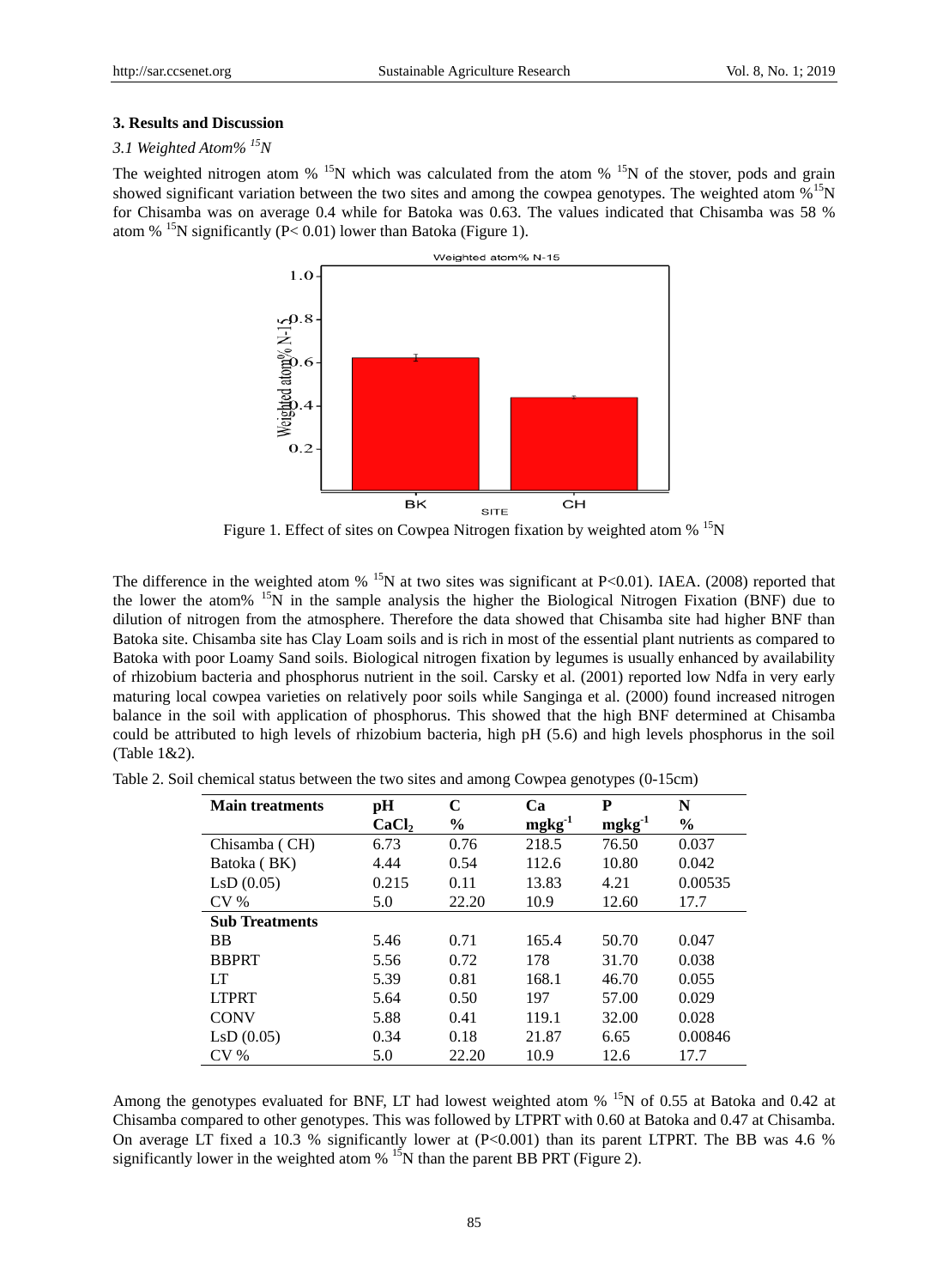## 3. Results and Discussion

### *3.1 Weighted Atom% $^{15}N$*

The weighted nitrogen atom % $^{15}N$ which was calculated from the atom % $^{15}N$ of the stover, pods and grain showed significant variation between the two sites and among the cowpea genotypes. The weighted atom %$^{15}N$ for Chisamba was on average 0.4 while for Batoka was 0.63. The values indicated that Chisamba was 58 % atom % $^{15}N$ significantly ($P < 0.01$) lower than Batoka (Figure 1).

Figure 1. Effect of sites on Cowpea Nitrogen fixation by weighted atom % $^{15}N$

The difference in the weighted atom % $^{15}N$ at two sites was significant at $P<0.01$). IAEA. (2008) reported that the lower the atom% $^{15}N$ in the sample analysis the higher the Biological Nitrogen Fixation (BNF) due to dilution of nitrogen from the atmosphere. Therefore the data showed that Chisamba site had higher BNF than Batoka site. Chisamba site has Clay Loam soils and is rich in most of the essential plant nutrients as compared to Batoka with poor Loamy Sand soils. Biological nitrogen fixation by legumes is usually enhanced by availability of rhizobium bacteria and phosphorus nutrient in the soil. Carsky et al. (2001) reported low Ndfa in very early maturing local cowpea varieties on relatively poor soils while Sanginga et al. (2000) found increased nitrogen balance in the soil with application of phosphorus. This showed that the high BNF determined at Chisamba could be attributed to high levels of rhizobium bacteria, high pH (5.6) and high levels phosphorus in the soil (Table 1&2).

Table 2. Soil chemical status between the two sites and among Cowpea genotypes (0-15cm)

| **Main treatments** | **pH $CaCl_2$** | **C %** | **Ca $mgkg^{-1}$** | **P $mgkg^{-1}$** | **N %** |
|---|---|---|---|---|---|
| Chisamba ( CH) | 6.73 | 0.76 | 218.5 | 76.50 | 0.037 |
| Batoka ( BK) | 4.44 | 0.54 | 112.6 | 10.80 | 0.042 |
| LsD (0.05) | 0.215 | 0.11 | 13.83 | 4.21 | 0.00535 |
| CV % | 5.0 | 22.20 | 10.9 | 12.60 | 17.7 |
| **Sub Treatments** | | | | | |
| BB | 5.46 | 0.71 | 165.4 | 50.70 | 0.047 |
| BBPRT | 5.56 | 0.72 | 178 | 31.70 | 0.038 |
| LT | 5.39 | 0.81 | 168.1 | 46.70 | 0.055 |
| LTPRT | 5.64 | 0.50 | 197 | 57.00 | 0.029 |
| CONV | 5.88 | 0.41 | 119.1 | 32.00 | 0.028 |
| LsD (0.05) | 0.34 | 0.18 | 21.87 | 6.65 | 0.00846 |
| CV % | 5.0 | 22.20 | 10.9 | 12.6 | 17.7 |

Among the genotypes evaluated for BNF, LT had lowest weighted atom % $^{15}N$ of 0.55 at Batoka and 0.42 at Chisamba compared to other genotypes. This was followed by LTPRT with 0.60 at Batoka and 0.47 at Chisamba. On average LT fixed a 10.3 % significantly lower at ($P<0.001$) than its parent LTPRT. The BB was 4.6 % significantly lower in the weighted atom % $^{15}N$ than the parent BB PRT (Figure 2).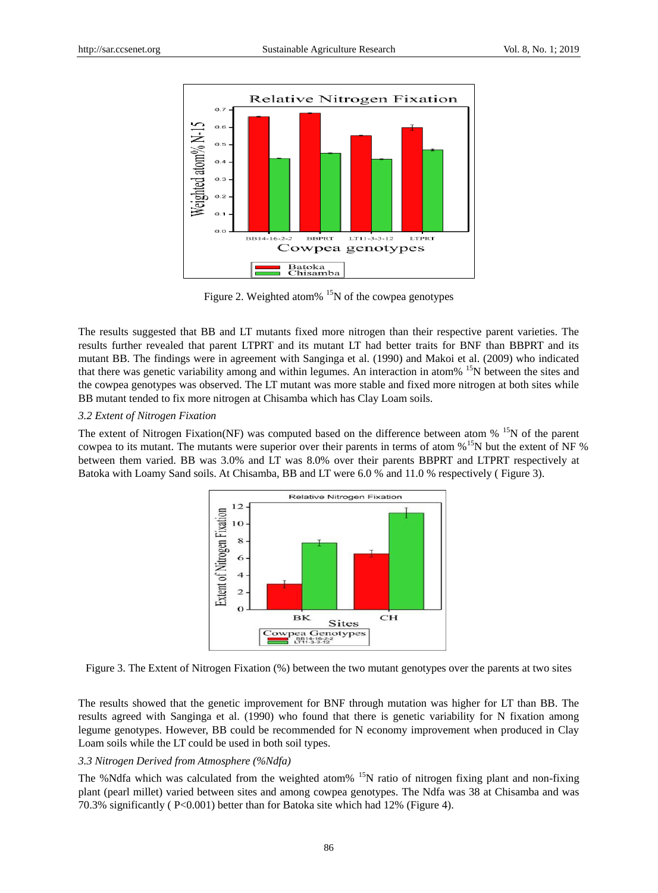Figure 2. Weighted atom% $^{15}N$ of the cowpea genotypes

The results suggested that BB and LT mutants fixed more nitrogen than their respective parent varieties. The results further revealed that parent LTPRT and its mutant LT had better traits for BNF than BBPRT and its mutant BB. The findings were in agreement with Sanginga et al. (1990) and Makoi et al. (2009) who indicated that there was genetic variability among and within legumes. An interaction in atom% $^{15}N$ between the sites and the cowpea genotypes was observed. The LT mutant was more stable and fixed more nitrogen at both sites while BB mutant tended to fix more nitrogen at Chisamba which has Clay Loam soils.

### *3.2 Extent of Nitrogen Fixation*

The extent of Nitrogen Fixation(NF) was computed based on the difference between atom % $^{15}N$ of the parent cowpea to its mutant. The mutants were superior over their parents in terms of atom %$^{15}N$ but the extent of NF % between them varied. BB was 3.0% and LT was 8.0% over their parents BBPRT and LTPRT respectively at Batoka with Loamy Sand soils. At Chisamba, BB and LT were 6.0 % and 11.0 % respectively ( Figure 3).

Figure 3. The Extent of Nitrogen Fixation (%) between the two mutant genotypes over the parents at two sites

The results showed that the genetic improvement for BNF through mutation was higher for LT than BB. The results agreed with Sanginga et al. (1990) who found that there is genetic variability for N fixation among legume genotypes. However, BB could be recommended for N economy improvement when produced in Clay Loam soils while the LT could be used in both soil types.

### *3.3 Nitrogen Derived from Atmosphere (%Ndfa)*

The %Ndfa which was calculated from the weighted atom% $^{15}N$ ratio of nitrogen fixing plant and non-fixing plant (pearl millet) varied between sites and among cowpea genotypes. The Ndfa was 38 at Chisamba and was 70.3% significantly ( $P<0.001$) better than for Batoka site which had 12% (Figure 4).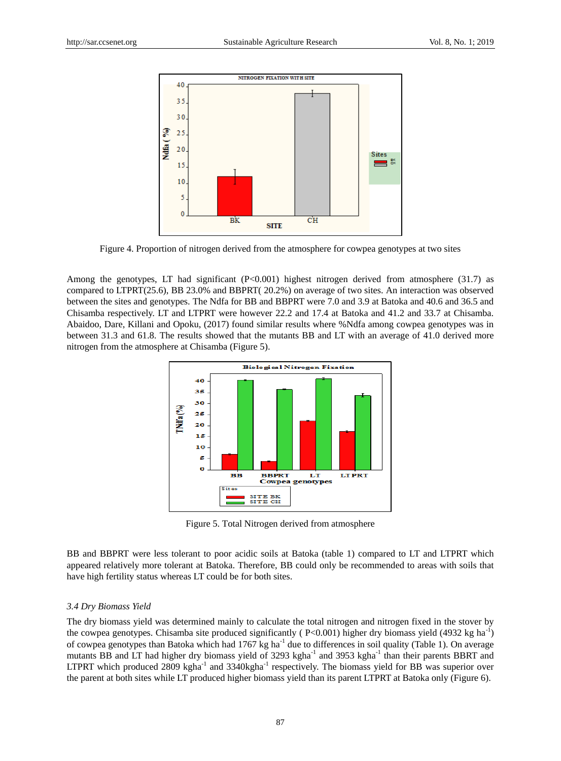Figure 4. Proportion of nitrogen derived from the atmosphere for cowpea genotypes at two sites

Among the genotypes, LT had significant (P<0.001) highest nitrogen derived from atmosphere (31.7) as compared to LTPRT(25.6), BB 23.0% and BBPRT( 20.2%) on average of two sites. An interaction was observed between the sites and genotypes. The Ndfa for BB and BBPRT were 7.0 and 3.9 at Batoka and 40.6 and 36.5 and Chisamba respectively. LT and LTPRT were however 22.2 and 17.4 at Batoka and 41.2 and 33.7 at Chisamba. Abaidoo, Dare, Killani and Opoku, (2017) found similar results where %Ndfa among cowpea genotypes was in between 31.3 and 61.8. The results showed that the mutants BB and LT with an average of 41.0 derived more nitrogen from the atmosphere at Chisamba (Figure 5).

Figure 5. Total Nitrogen derived from atmosphere

BB and BBPRT were less tolerant to poor acidic soils at Batoka (table 1) compared to LT and LTPRT which appeared relatively more tolerant at Batoka. Therefore, BB could only be recommended to areas with soils that have high fertility status whereas LT could be for both sites.

### *3.4 Dry Biomass Yield*

The dry biomass yield was determined mainly to calculate the total nitrogen and nitrogen fixed in the stover by the cowpea genotypes. Chisamba site produced significantly ( P<0.001) higher dry biomass yield (4932 kg ha$^{-1}$) of cowpea genotypes than Batoka which had 1767 kg ha$^{-1}$ due to differences in soil quality (Table 1). On average mutants BB and LT had higher dry biomass yield of 3293 kgha$^{-1}$ and 3953 kgha$^{-1}$ than their parents BBRT and LTPRT which produced 2809 kgha$^{-1}$ and 3340kgha$^{-1}$ respectively. The biomass yield for BB was superior over the parent at both sites while LT produced higher biomass yield than its parent LTPRT at Batoka only (Figure 6).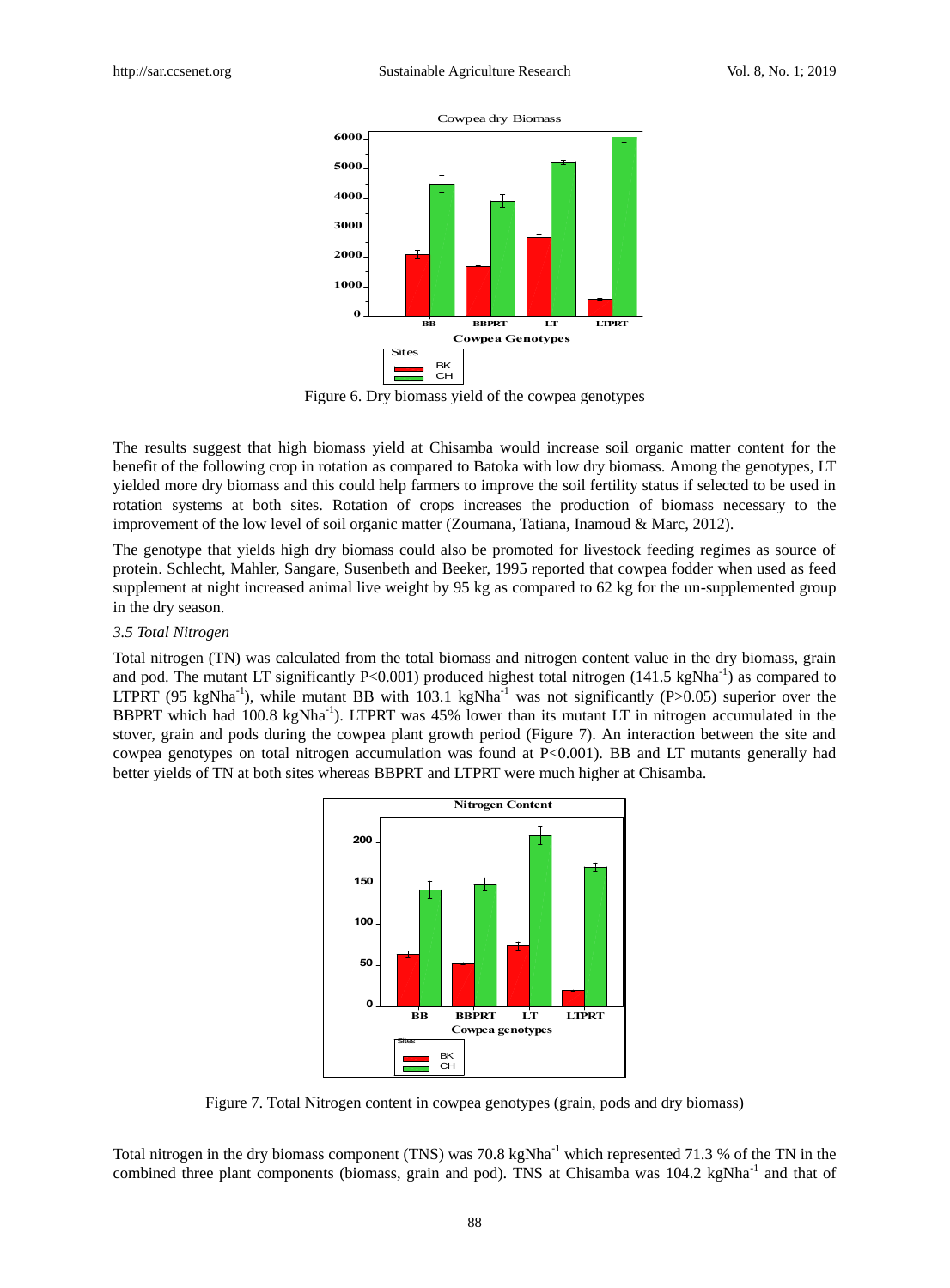Figure 6. Dry biomass yield of the cowpea genotypes

The results suggest that high biomass yield at Chisamba would increase soil organic matter content for the benefit of the following crop in rotation as compared to Batoka with low dry biomass. Among the genotypes, LT yielded more dry biomass and this could help farmers to improve the soil fertility status if selected to be used in rotation systems at both sites. Rotation of crops increases the production of biomass necessary to the improvement of the low level of soil organic matter (Zoumana, Tatiana, Inamoud & Marc, 2012).

The genotype that yields high dry biomass could also be promoted for livestock feeding regimes as source of protein. Schlecht, Mahler, Sangare, Susenbeth and Beeker, 1995 reported that cowpea fodder when used as feed supplement at night increased animal live weight by 95 kg as compared to 62 kg for the un-supplemented group in the dry season.

### *3.5 Total Nitrogen*

Total nitrogen (TN) was calculated from the total biomass and nitrogen content value in the dry biomass, grain and pod. The mutant LT significantly $P<0.001$) produced highest total nitrogen (141.5 $kgNha^{-1}$) as compared to LTPRT (95 $kgNha^{-1}$), while mutant BB with 103.1 $kgNha^{-1}$ was not significantly ($P>0.05$) superior over the BBPRT which had 100.8 $kgNha^{-1}$). LTPRT was 45% lower than its mutant LT in nitrogen accumulated in the stover, grain and pods during the cowpea plant growth period (Figure 7). An interaction between the site and cowpea genotypes on total nitrogen accumulation was found at $P<0.001$). BB and LT mutants generally had better yields of TN at both sites whereas BBPRT and LTPRT were much higher at Chisamba.

Figure 7. Total Nitrogen content in cowpea genotypes (grain, pods and dry biomass)

Total nitrogen in the dry biomass component (TNS) was 70.8 $kgNha^{-1}$ which represented 71.3 % of the TN in the combined three plant components (biomass, grain and pod). TNS at Chisamba was 104.2 $kgNha^{-1}$ and that of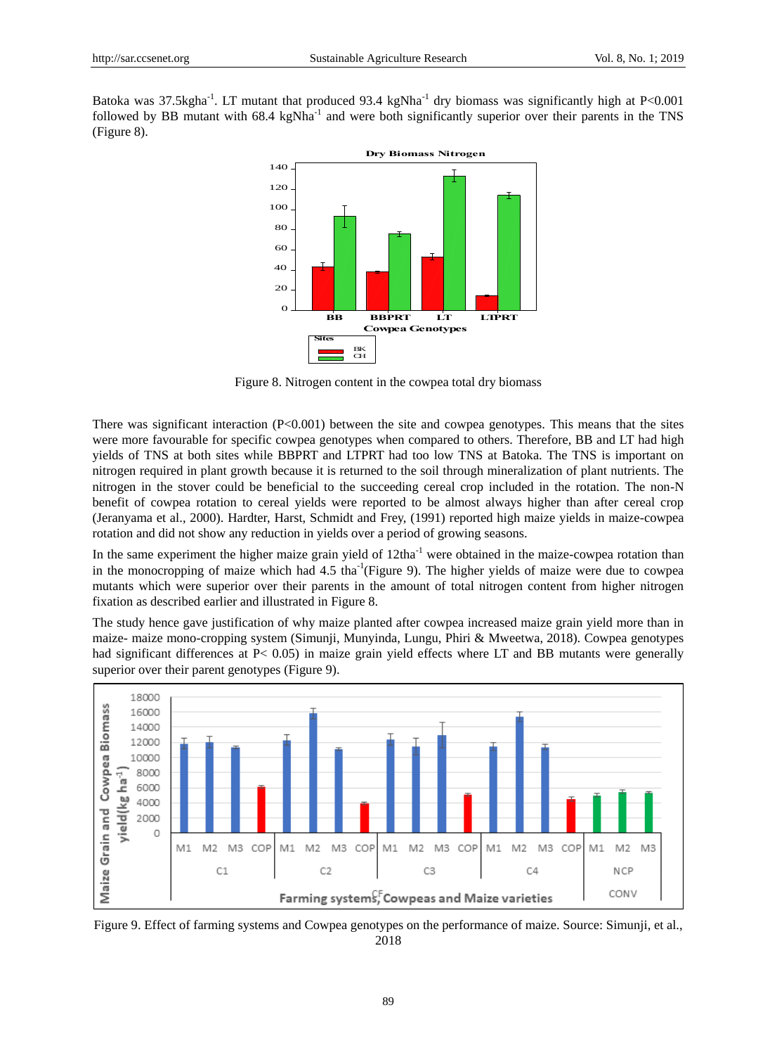Batoka was 37.5kgha$^{-1}$. LT mutant that produced 93.4 kgNha$^{-1}$ dry biomass was significantly high at P<0.001 followed by BB mutant with 68.4 kgNha$^{-1}$ and were both significantly superior over their parents in the TNS (Figure 8).

Figure 8. Nitrogen content in the cowpea total dry biomass

There was significant interaction (P<0.001) between the site and cowpea genotypes. This means that the sites were more favourable for specific cowpea genotypes when compared to others. Therefore, BB and LT had high yields of TNS at both sites while BBPRT and LTPRT had too low TNS at Batoka. The TNS is important on nitrogen required in plant growth because it is returned to the soil through mineralization of plant nutrients. The nitrogen in the stover could be beneficial to the succeeding cereal crop included in the rotation. The non-N benefit of cowpea rotation to cereal yields were reported to be almost always higher than after cereal crop (Jeranyama et al., 2000). Hardter, Harst, Schmidt and Frey, (1991) reported high maize yields in maize-cowpea rotation and did not show any reduction in yields over a period of growing seasons.

In the same experiment the higher maize grain yield of 12tha$^{-1}$ were obtained in the maize-cowpea rotation than in the monocropping of maize which had 4.5 tha$^{-1}$(Figure 9). The higher yields of maize were due to cowpea mutants which were superior over their parents in the amount of total nitrogen content from higher nitrogen fixation as described earlier and illustrated in Figure 8.

The study hence gave justification of why maize planted after cowpea increased maize grain yield more than in maize- maize mono-cropping system (Simunji, Munyinda, Lungu, Phiri & Mweetwa, 2018). Cowpea genotypes had significant differences at P< 0.05) in maize grain yield effects where LT and BB mutants were generally superior over their parent genotypes (Figure 9).

Figure 9. Effect of farming systems and Cowpea genotypes on the performance of maize. Source: Simunji, et al., 2018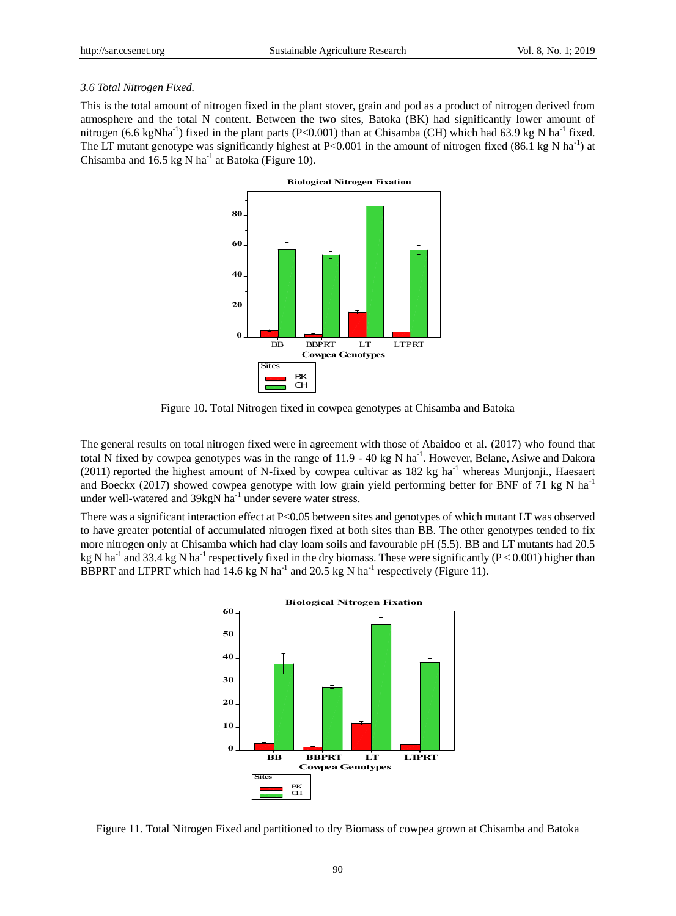*3.6 Total Nitrogen Fixed.*

This is the total amount of nitrogen fixed in the plant stover, grain and pod as a product of nitrogen derived from atmosphere and the total N content. Between the two sites, Batoka (BK) had significantly lower amount of nitrogen (6.6 kgNha$^{-1}$) fixed in the plant parts (P<0.001) than at Chisamba (CH) which had 63.9 kg N ha$^{-1}$ fixed. The LT mutant genotype was significantly highest at P<0.001 in the amount of nitrogen fixed (86.1 kg N ha$^{-1}$) at Chisamba and 16.5 kg N ha$^{-1}$ at Batoka (Figure 10).

Figure 10. Total Nitrogen fixed in cowpea genotypes at Chisamba and Batoka

The general results on total nitrogen fixed were in agreement with those of Abaidoo et al. (2017) who found that total N fixed by cowpea genotypes was in the range of 11.9 - 40 kg N ha$^{-1}$. However, Belane, Asiwe and Dakora (2011) reported the highest amount of N-fixed by cowpea cultivar as 182 kg ha$^{-1}$ whereas Munjonji., Haesaert and Boeckx (2017) showed cowpea genotype with low grain yield performing better for BNF of 71 kg N ha$^{-1}$ under well-watered and 39kgN ha$^{-1}$ under severe water stress.

There was a significant interaction effect at P<0.05 between sites and genotypes of which mutant LT was observed to have greater potential of accumulated nitrogen fixed at both sites than BB. The other genotypes tended to fix more nitrogen only at Chisamba which had clay loam soils and favourable pH (5.5). BB and LT mutants had 20.5 kg N ha$^{-1}$ and 33.4 kg N ha$^{-1}$ respectively fixed in the dry biomass. These were significantly (P < 0.001) higher than BBPRT and LTPRT which had 14.6 kg N ha$^{-1}$ and 20.5 kg N ha$^{-1}$ respectively (Figure 11).

Figure 11. Total Nitrogen Fixed and partitioned to dry Biomass of cowpea grown at Chisamba and Batoka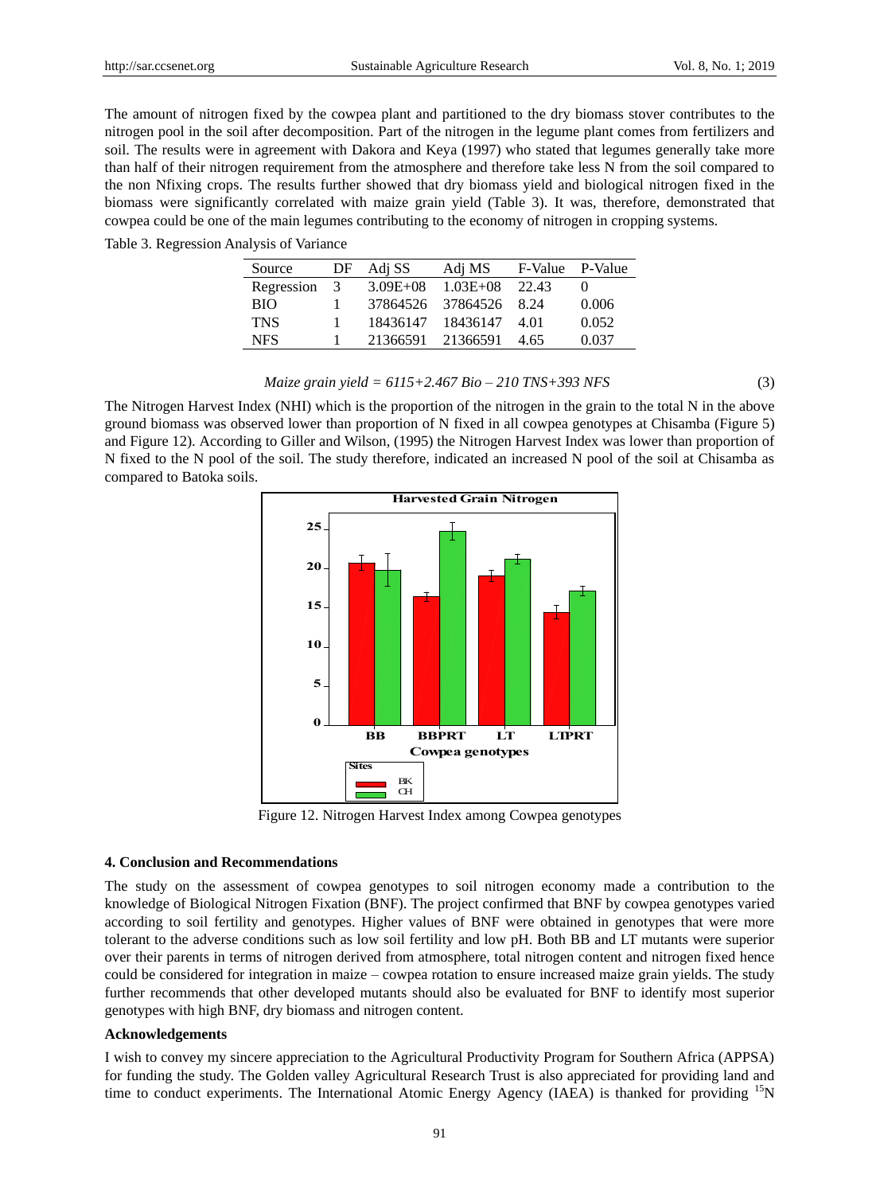The amount of nitrogen fixed by the cowpea plant and partitioned to the dry biomass stover contributes to the nitrogen pool in the soil after decomposition. Part of the nitrogen in the legume plant comes from fertilizers and soil. The results were in agreement with Dakora and Keya (1997) who stated that legumes generally take more than half of their nitrogen requirement from the atmosphere and therefore take less N from the soil compared to the non Nfixing crops. The results further showed that dry biomass yield and biological nitrogen fixed in the biomass were significantly correlated with maize grain yield (Table 3). It was, therefore, demonstrated that cowpea could be one of the main legumes contributing to the economy of nitrogen in cropping systems.

Table 3. Regression Analysis of Variance

| Source | DF | Adj SS | Adj MS | F-Value | P-Value |
|---|---|---|---|---|---|
| Regression | 3 | 3.09E+08 | 1.03E+08 | 22.43 | 0 |
| BIO | 1 | 37864526 | 37864526 | 8.24 | 0.006 |
| TNS | 1 | 18436147 | 18436147 | 4.01 | 0.052 |
| NFS | 1 | 21366591 | 21366591 | 4.65 | 0.037 |

$$\textit{Maize grain yield} = 6115 + 2.467\ \textit{Bio} - 210\ \textit{TNS} + 393\ \textit{NFS} \qquad (3)$$

The Nitrogen Harvest Index (NHI) which is the proportion of the nitrogen in the grain to the total N in the above ground biomass was observed lower than proportion of N fixed in all cowpea genotypes at Chisamba (Figure 5) and Figure 12). According to Giller and Wilson, (1995) the Nitrogen Harvest Index was lower than proportion of N fixed to the N pool of the soil. The study therefore, indicated an increased N pool of the soil at Chisamba as compared to Batoka soils.

Figure 12. Nitrogen Harvest Index among Cowpea genotypes

## 4. Conclusion and Recommendations

The study on the assessment of cowpea genotypes to soil nitrogen economy made a contribution to the knowledge of Biological Nitrogen Fixation (BNF). The project confirmed that BNF by cowpea genotypes varied according to soil fertility and genotypes. Higher values of BNF were obtained in genotypes that were more tolerant to the adverse conditions such as low soil fertility and low pH. Both BB and LT mutants were superior over their parents in terms of nitrogen derived from atmosphere, total nitrogen content and nitrogen fixed hence could be considered for integration in maize – cowpea rotation to ensure increased maize grain yields. The study further recommends that other developed mutants should also be evaluated for BNF to identify most superior genotypes with high BNF, dry biomass and nitrogen content.

### Acknowledgements

I wish to convey my sincere appreciation to the Agricultural Productivity Program for Southern Africa (APPSA) for funding the study. The Golden valley Agricultural Research Trust is also appreciated for providing land and time to conduct experiments. The International Atomic Energy Agency (IAEA) is thanked for providing $^{15}N$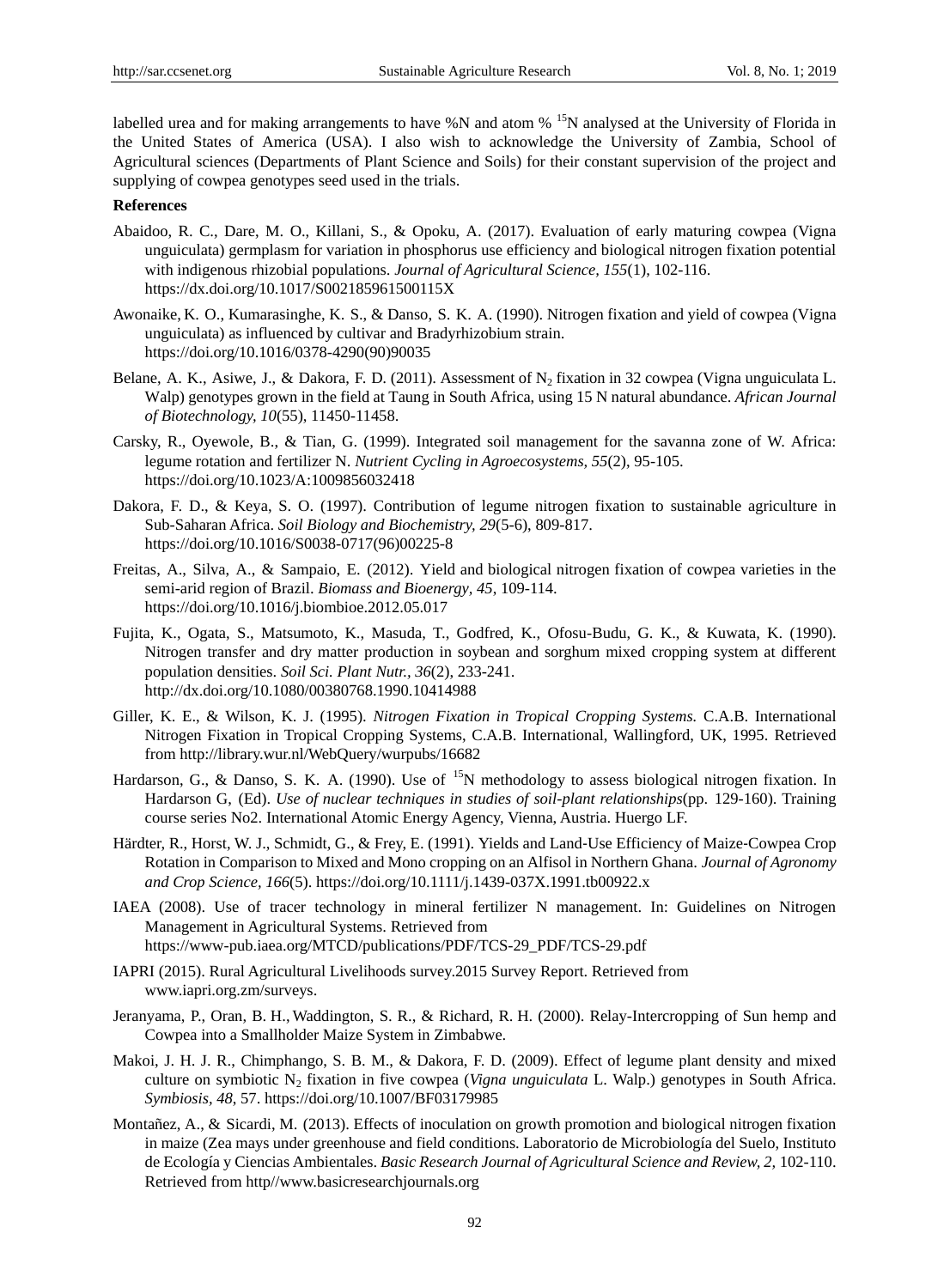labelled urea and for making arrangements to have %N and atom % $^{15}N$ analysed at the University of Florida in the United States of America (USA). I also wish to acknowledge the University of Zambia, School of Agricultural sciences (Departments of Plant Science and Soils) for their constant supervision of the project and supplying of cowpea genotypes seed used in the trials.

**References**

Abaidoo, R. C., Dare, M. O., Killani, S., & Opoku, A. (2017). Evaluation of early maturing cowpea (Vigna unguiculata) germplasm for variation in phosphorus use efficiency and biological nitrogen fixation potential with indigenous rhizobial populations. *Journal of Agricultural Science, 155*(1), 102-116. https://dx.doi.org/10.1017/S002185961500115X

Awonaike, K. O., Kumarasinghe, K. S., & Danso, S. K. A. (1990). Nitrogen fixation and yield of cowpea (Vigna unguiculata) as influenced by cultivar and Bradyrhizobium strain. https://doi.org/10.1016/0378-4290(90)90035

Belane, A. K., Asiwe, J., & Dakora, F. D. (2011). Assessment of $N_2$ fixation in 32 cowpea (Vigna unguiculata L. Walp) genotypes grown in the field at Taung in South Africa, using 15 N natural abundance. *African Journal of Biotechnology, 10*(55), 11450-11458.

Carsky, R., Oyewole, B., & Tian, G. (1999). Integrated soil management for the savanna zone of W. Africa: legume rotation and fertilizer N. *Nutrient Cycling in Agroecosystems, 55*(2), 95-105. https://doi.org/10.1023/A:1009856032418

Dakora, F. D., & Keya, S. O. (1997). Contribution of legume nitrogen fixation to sustainable agriculture in Sub-Saharan Africa. *Soil Biology and Biochemistry, 29*(5-6), 809-817. https://doi.org/10.1016/S0038-0717(96)00225-8

Freitas, A., Silva, A., & Sampaio, E. (2012). Yield and biological nitrogen fixation of cowpea varieties in the semi-arid region of Brazil. *Biomass and Bioenergy, 45*, 109-114. https://doi.org/10.1016/j.biombioe.2012.05.017

Fujita, K., Ogata, S., Matsumoto, K., Masuda, T., Godfred, K., Ofosu-Budu, G. K., & Kuwata, K. (1990). Nitrogen transfer and dry matter production in soybean and sorghum mixed cropping system at different population densities. *Soil Sci. Plant Nutr., 36*(2), 233-241. http://dx.doi.org/10.1080/00380768.1990.10414988

Giller, K. E., & Wilson, K. J. (1995). *Nitrogen Fixation in Tropical Cropping Systems.* C.A.B. International Nitrogen Fixation in Tropical Cropping Systems, C.A.B. International, Wallingford, UK, 1995. Retrieved from http://library.wur.nl/WebQuery/wurpubs/16682

Hardarson, G., & Danso, S. K. A. (1990). Use of $^{15}N$ methodology to assess biological nitrogen fixation. In Hardarson G, (Ed). *Use of nuclear techniques in studies of soil-plant relationships*(pp. 129-160). Training course series No2. International Atomic Energy Agency, Vienna, Austria. Huergo LF.

Härdter, R., Horst, W. J., Schmidt, G., & Frey, E. (1991). Yields and Land-Use Efficiency of Maize-Cowpea Crop Rotation in Comparison to Mixed and Mono cropping on an Alfisol in Northern Ghana. *Journal of Agronomy and Crop Science, 166*(5). https://doi.org/10.1111/j.1439-037X.1991.tb00922.x

IAEA (2008). Use of tracer technology in mineral fertilizer N management. In: Guidelines on Nitrogen Management in Agricultural Systems. Retrieved from https://www-pub.iaea.org/MTCD/publications/PDF/TCS-29_PDF/TCS-29.pdf

IAPRI (2015). Rural Agricultural Livelihoods survey.2015 Survey Report. Retrieved from www.iapri.org.zm/surveys.

Jeranyama, P., Oran, B. H., Waddington, S. R., & Richard, R. H. (2000). Relay-Intercropping of Sun hemp and Cowpea into a Smallholder Maize System in Zimbabwe.

Makoi, J. H. J. R., Chimphango, S. B. M., & Dakora, F. D. (2009). Effect of legume plant density and mixed culture on symbiotic $N_2$ fixation in five cowpea (*Vigna unguiculata* L. Walp.) genotypes in South Africa. *Symbiosis, 48*, 57. https://doi.org/10.1007/BF03179985

Montañez, A., & Sicardi, M. (2013). Effects of inoculation on growth promotion and biological nitrogen fixation in maize (Zea mays under greenhouse and field conditions. Laboratorio de Microbiología del Suelo, Instituto de Ecología y Ciencias Ambientales. *Basic Research Journal of Agricultural Science and Review, 2,* 102-110. Retrieved from http//www.basicresearchjournals.org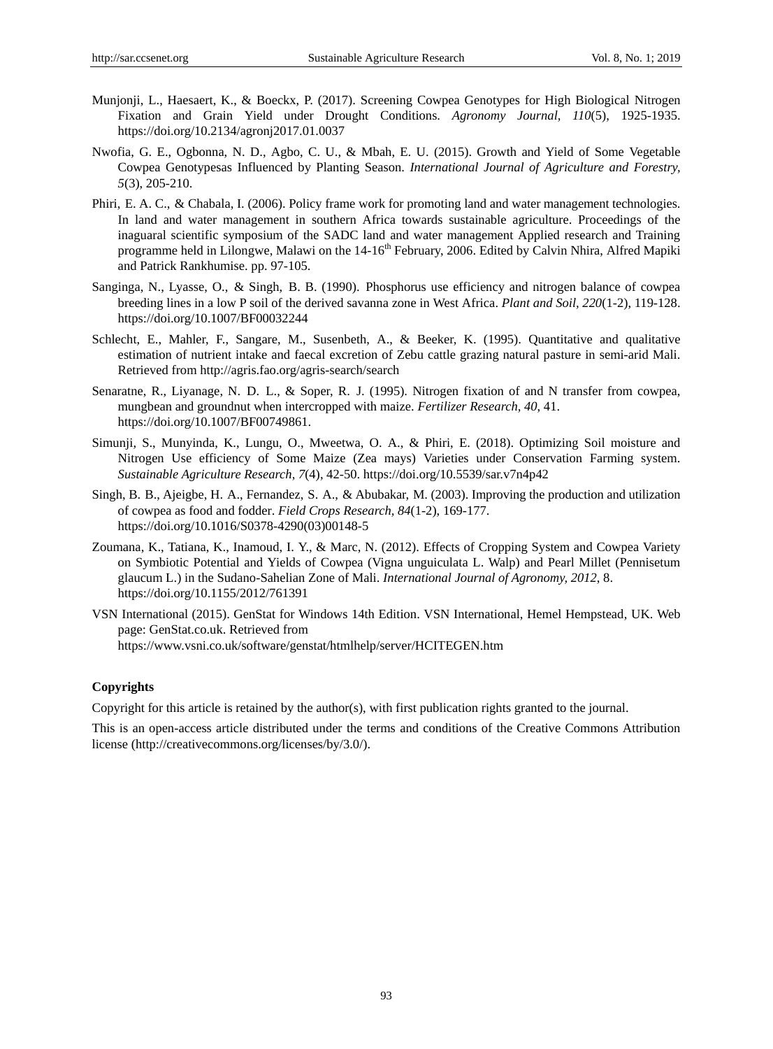Munjonji, L., Haesaert, K., & Boeckx, P. (2017). Screening Cowpea Genotypes for High Biological Nitrogen Fixation and Grain Yield under Drought Conditions. *Agronomy Journal, 110*(5), 1925-1935. https://doi.org/10.2134/agronj2017.01.0037

Nwofia, G. E., Ogbonna, N. D., Agbo, C. U., & Mbah, E. U. (2015). Growth and Yield of Some Vegetable Cowpea Genotypesas Influenced by Planting Season. *International Journal of Agriculture and Forestry, 5*(3), 205-210.

Phiri, E. A. C., & Chabala, I. (2006). Policy frame work for promoting land and water management technologies. In land and water management in southern Africa towards sustainable agriculture. Proceedings of the inaguaral scientific symposium of the SADC land and water management Applied research and Training programme held in Lilongwe, Malawi on the 14-16th February, 2006. Edited by Calvin Nhira, Alfred Mapiki and Patrick Rankhumise. pp. 97-105.

Sanginga, N., Lyasse, O., & Singh, B. B. (1990). Phosphorus use efficiency and nitrogen balance of cowpea breeding lines in a low P soil of the derived savanna zone in West Africa. *Plant and Soil, 220*(1-2), 119-128. https://doi.org/10.1007/BF00032244

Schlecht, E., Mahler, F., Sangare, M., Susenbeth, A., & Beeker, K. (1995). Quantitative and qualitative estimation of nutrient intake and faecal excretion of Zebu cattle grazing natural pasture in semi-arid Mali. Retrieved from http://agris.fao.org/agris-search/search

Senaratne, R., Liyanage, N. D. L., & Soper, R. J. (1995). Nitrogen fixation of and N transfer from cowpea, mungbean and groundnut when intercropped with maize. *Fertilizer Research, 40*, 41. https://doi.org/10.1007/BF00749861.

Simunji, S., Munyinda, K., Lungu, O., Mweetwa, O. A., & Phiri, E. (2018). Optimizing Soil moisture and Nitrogen Use efficiency of Some Maize (Zea mays) Varieties under Conservation Farming system. *Sustainable Agriculture Research, 7*(4), 42-50. https://doi.org/10.5539/sar.v7n4p42

Singh, B. B., Ajeigbe, H. A., Fernandez, S. A., & Abubakar, M. (2003). Improving the production and utilization of cowpea as food and fodder. *Field Crops Research, 84*(1-2), 169-177. https://doi.org/10.1016/S0378-4290(03)00148-5

Zoumana, K., Tatiana, K., Inamoud, I. Y., & Marc, N. (2012). Effects of Cropping System and Cowpea Variety on Symbiotic Potential and Yields of Cowpea (Vigna unguiculata L. Walp) and Pearl Millet (Pennisetum glaucum L.) in the Sudano-Sahelian Zone of Mali. *International Journal of Agronomy, 2012*, 8. https://doi.org/10.1155/2012/761391

VSN International (2015). GenStat for Windows 14th Edition. VSN International, Hemel Hempstead, UK. Web page: GenStat.co.uk. Retrieved from https://www.vsni.co.uk/software/genstat/htmlhelp/server/HCITEGEN.htm

**Copyrights**

Copyright for this article is retained by the author(s), with first publication rights granted to the journal.

This is an open-access article distributed under the terms and conditions of the Creative Commons Attribution license (http://creativecommons.org/licenses/by/3.0/).